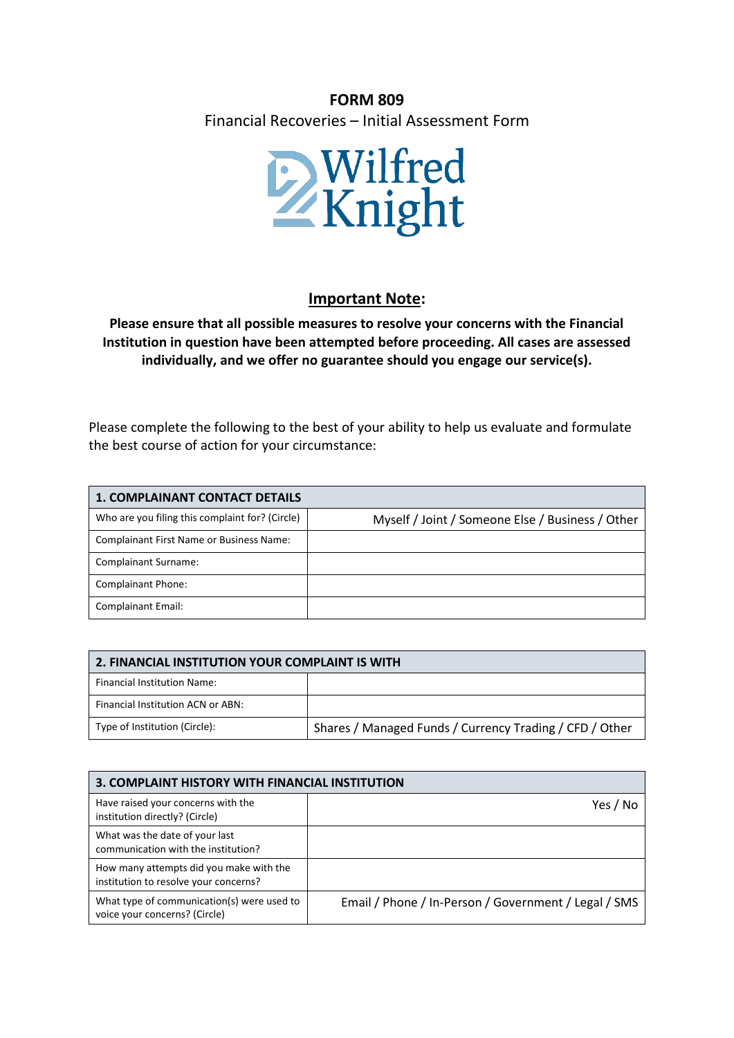# FORM 809

Financial Recoveries – Initial Assessment Form

Wilfred Knight

## Important Note:

**Please ensure that all possible measures to resolve your concerns with the Financial Institution in question have been attempted before proceeding. All cases are assessed individually, and we offer no guarantee should you engage our service(s).**

Please complete the following to the best of your ability to help us evaluate and formulate the best course of action for your circumstance:

| 1. COMPLAINANT CONTACT DETAILS | |
|---|---|
| Who are you filing this complaint for? (Circle) | Myself / Joint / Someone Else / Business / Other |
| Complainant First Name or Business Name: | |
| Complainant Surname: | |
| Complainant Phone: | |
| Complainant Email: | |

| 2. FINANCIAL INSTITUTION YOUR COMPLAINT IS WITH | |
|---|---|
| Financial Institution Name: | |
| Financial Institution ACN or ABN: | |
| Type of Institution (Circle): | Shares / Managed Funds / Currency Trading / CFD / Other |

| 3. COMPLAINT HISTORY WITH FINANCIAL INSTITUTION | |
|---|---|
| Have raised your concerns with the institution directly? (Circle) | Yes / No |
| What was the date of your last communication with the institution? | |
| How many attempts did you make with the institution to resolve your concerns? | |
| What type of communication(s) were used to voice your concerns? (Circle) | Email / Phone / In-Person / Government / Legal / SMS |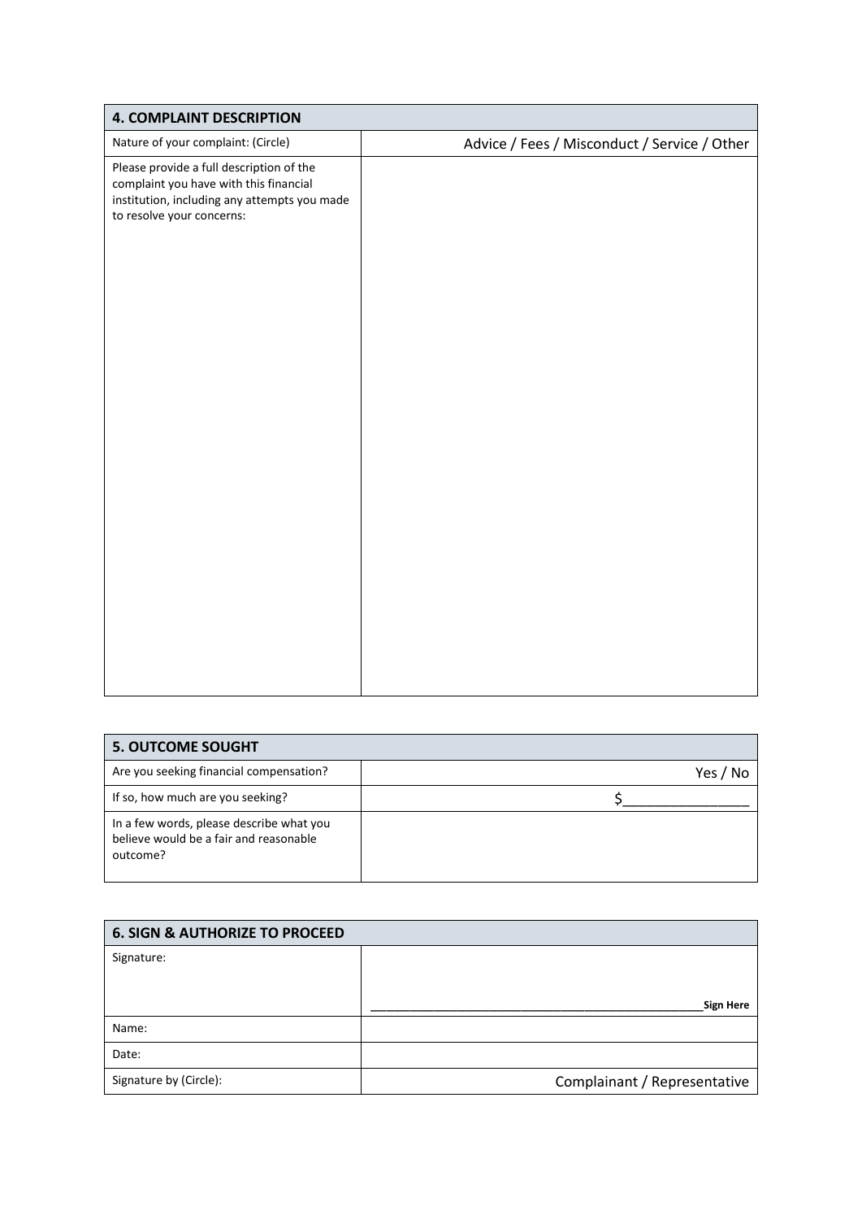| 4. COMPLAINT DESCRIPTION | |
|---|---|
| Nature of your complaint: (Circle) | Advice / Fees / Misconduct / Service / Other |
| Please provide a full description of the complaint you have with this financial institution, including any attempts you made to resolve your concerns: | |

| 5. OUTCOME SOUGHT | |
|---|---|
| Are you seeking financial compensation? | Yes / No |
| If so, how much are you seeking? | $________________ |
| In a few words, please describe what you believe would be a fair and reasonable outcome? | |

| 6. SIGN & AUTHORIZE TO PROCEED | |
|---|---|
| Signature: | ____________________________________________________ **Sign Here** |
| Name: | |
| Date: | |
| Signature by (Circle): | Complainant / Representative |